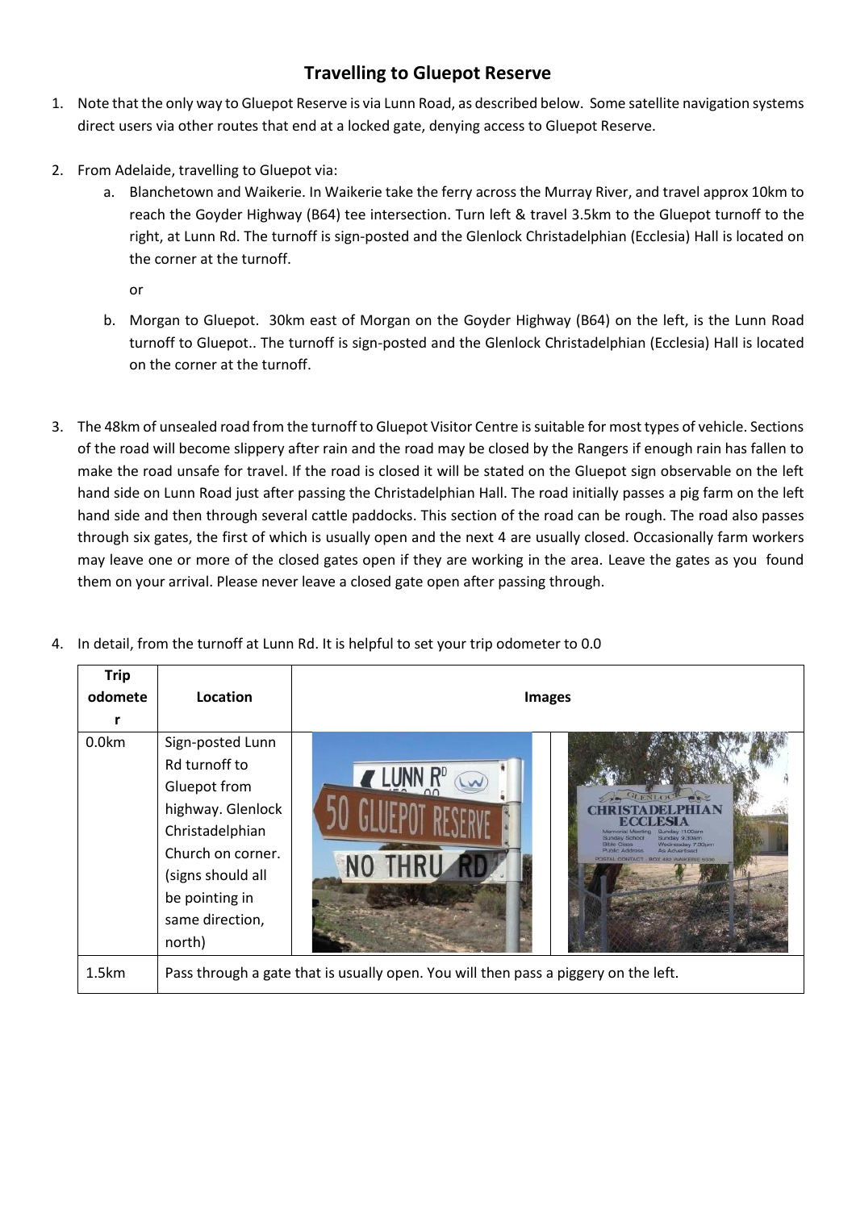## Travelling to Gluepot Reserve

1. Note that the only way to Gluepot Reserve is via Lunn Road, as described below. Some satellite navigation systems direct users via other routes that end at a locked gate, denying access to Gluepot Reserve.

2. From Adelaide, travelling to Gluepot via:
   a. Blanchetown and Waikerie. In Waikerie take the ferry across the Murray River, and travel approx 10km to reach the Goyder Highway (B64) tee intersection. Turn left & travel 3.5km to the Gluepot turnoff to the right, at Lunn Rd. The turnoff is sign-posted and the Glenlock Christadelphian (Ecclesia) Hall is located on the corner at the turnoff.

      or

   b. Morgan to Gluepot. 30km east of Morgan on the Goyder Highway (B64) on the left, is the Lunn Road turnoff to Gluepot.. The turnoff is sign-posted and the Glenlock Christadelphian (Ecclesia) Hall is located on the corner at the turnoff.

3. The 48km of unsealed road from the turnoff to Gluepot Visitor Centre is suitable for most types of vehicle. Sections of the road will become slippery after rain and the road may be closed by the Rangers if enough rain has fallen to make the road unsafe for travel. If the road is closed it will be stated on the Gluepot sign observable on the left hand side on Lunn Road just after passing the Christadelphian Hall. The road initially passes a pig farm on the left hand side and then through several cattle paddocks. This section of the road can be rough. The road also passes through six gates, the first of which is usually open and the next 4 are usually closed. Occasionally farm workers may leave one or more of the closed gates open if they are working in the area. Leave the gates as you found them on your arrival. Please never leave a closed gate open after passing through.

4. In detail, from the turnoff at Lunn Rd. It is helpful to set your trip odometer to 0.0

| Trip odometer | Location | Images |
|---|---|---|
| 0.0km | Sign-posted Lunn Rd turnoff to Gluepot from highway. Glenlock Christadelphian Church on corner. (signs should all be pointing in same direction, north) | |
| 1.5km | Pass through a gate that is usually open. You will then pass a piggery on the left. | |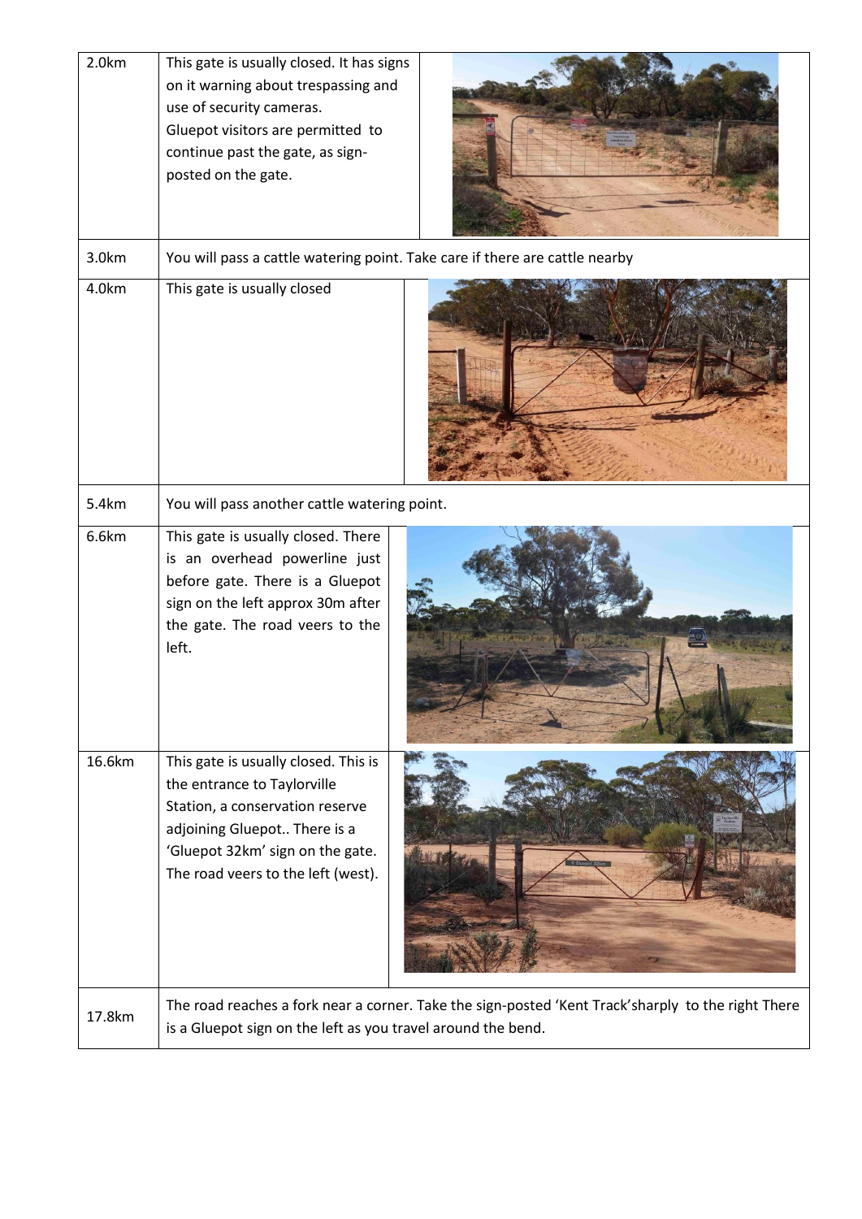| | | |
|---|---|---|
| 2.0km | This gate is usually closed. It has signs on it warning about trespassing and use of security cameras. Gluepot visitors are permitted to continue past the gate, as sign-posted on the gate. | |
| 3.0km | You will pass a cattle watering point. Take care if there are cattle nearby | |
| 4.0km | This gate is usually closed | |
| 5.4km | You will pass another cattle watering point. | |
| 6.6km | This gate is usually closed. There is an overhead powerline just before gate. There is a Gluepot sign on the left approx 30m after the gate. The road veers to the left. | |
| 16.6km | This gate is usually closed. This is the entrance to Taylorville Station, a conservation reserve adjoining Gluepot.. There is a 'Gluepot 32km' sign on the gate. The road veers to the left (west). | |
| 17.8km | The road reaches a fork near a corner. Take the sign-posted 'Kent Track'sharply to the right There is a Gluepot sign on the left as you travel around the bend. | |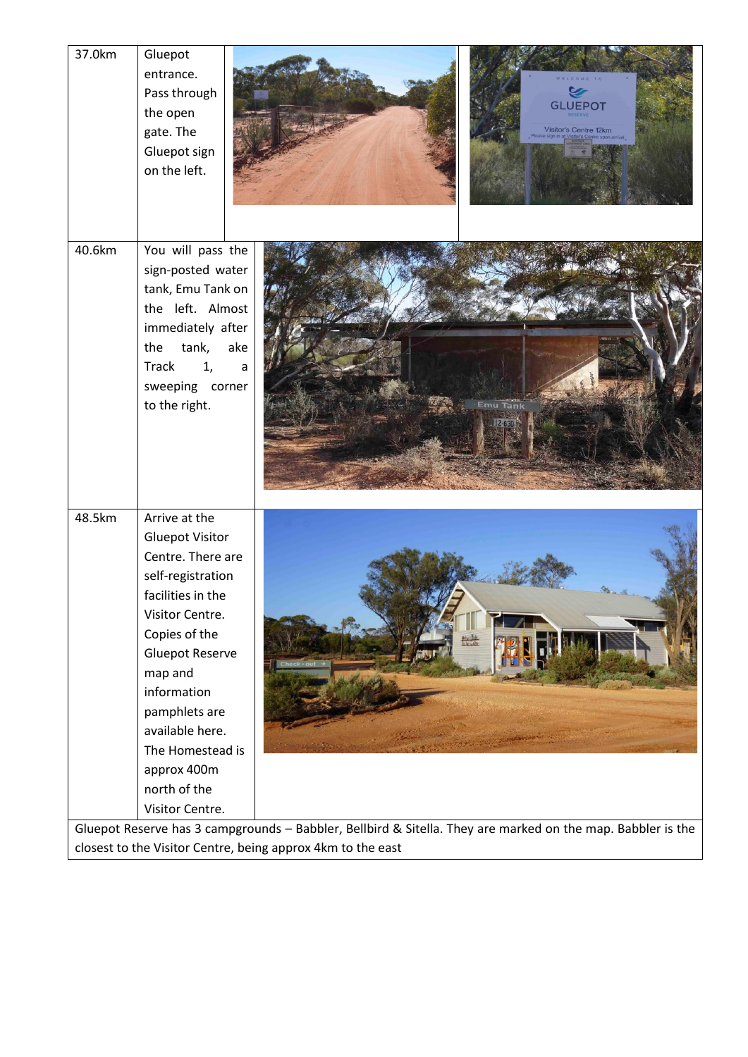| | | |
|---|---|---|
| 37.0km | Gluepot entrance. Pass through the open gate. The Gluepot sign on the left. | |
| 40.6km | You will pass the sign-posted water tank, Emu Tank on the left. Almost immediately after the tank, ake Track 1, a sweeping corner to the right. | |
| 48.5km | Arrive at the Gluepot Visitor Centre. There are self-registration facilities in the Visitor Centre. Copies of the Gluepot Reserve map and information pamphlets are available here. The Homestead is approx 400m north of the Visitor Centre. | |

Gluepot Reserve has 3 campgrounds – Babbler, Bellbird & Sitella. They are marked on the map. Babbler is the closest to the Visitor Centre, being approx 4km to the east